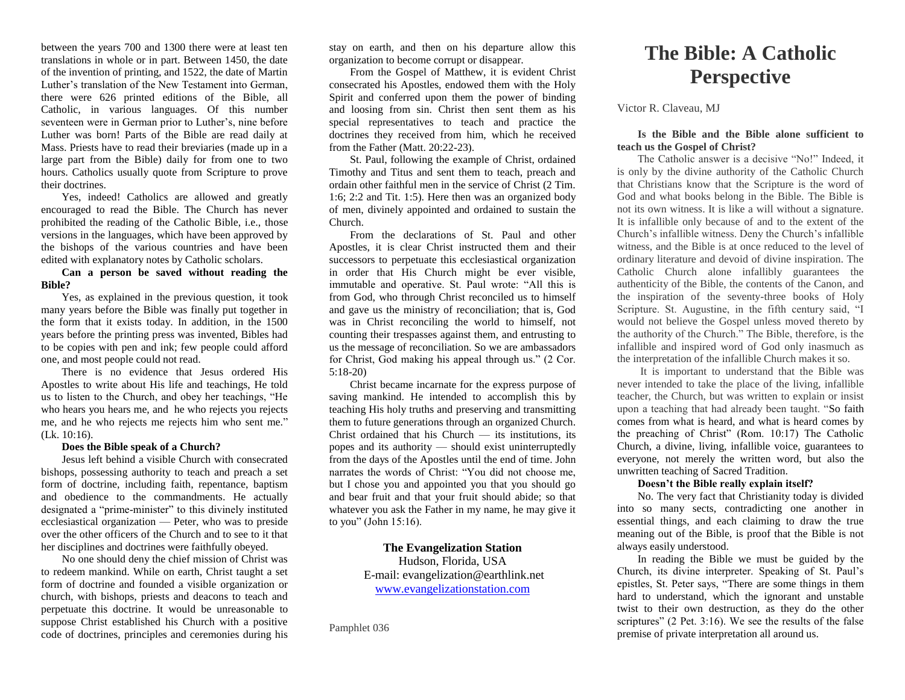between the years 700 and 1300 there were at least ten translations in whole or in part. Between 1450, the date of the invention of printing, and 1522, the date of Martin Luther's translation of the New Testament into German, there were 626 printed editions of the Bible, all Catholic, in various languages. Of this number seventeen were in German prior to Luther's, nine before Luther was born! Parts of the Bible are read daily at Mass. Priests have to read their breviaries (made up in a large part from the Bible) daily for from one to two hours. Catholics usually quote from Scripture to prove their doctrines.

Yes, indeed! Catholics are allowed and greatly encouraged to read the Bible. The Church has never prohibited the reading of the Catholic Bible, i.e., those versions in the languages, which have been approved by the bishops of the various countries and have been edited with explanatory notes by Catholic scholars.

**Can a person be saved without reading the Bible?**

Yes, as explained in the previous question, it took many years before the Bible was finally put together in the form that it exists today. In addition, in the 1500 years before the printing press was invented, Bibles had to be copies with pen and ink; few people could afford one, and most people could not read.

There is no evidence that Jesus ordered His Apostles to write about His life and teachings, He told us to listen to the Church, and obey her teachings, "He who hears you hears me, and he who rejects you rejects me, and he who rejects me rejects him who sent me." (Lk. 10:16).

**Does the Bible speak of a Church?**

Jesus left behind a visible Church with consecrated bishops, possessing authority to teach and preach a set form of doctrine, including faith, repentance, baptism and obedience to the commandments. He actually designated a "prime-minister" to this divinely instituted ecclesiastical organization — Peter, who was to preside over the other officers of the Church and to see to it that her disciplines and doctrines were faithfully obeyed.

No one should deny the chief mission of Christ was to redeem mankind. While on earth, Christ taught a set form of doctrine and founded a visible organization or church, with bishops, priests and deacons to teach and perpetuate this doctrine. It would be unreasonable to suppose Christ established his Church with a positive code of doctrines, principles and ceremonies during his stay on earth, and then on his departure allow this organization to become corrupt or disappear.

From the Gospel of Matthew, it is evident Christ consecrated his Apostles, endowed them with the Holy Spirit and conferred upon them the power of binding and loosing from sin. Christ then sent them as his special representatives to teach and practice the doctrines they received from him, which he received from the Father (Matt. 20:22-23).

St. Paul, following the example of Christ, ordained Timothy and Titus and sent them to teach, preach and ordain other faithful men in the service of Christ (2 Tim. 1:6; 2:2 and Tit. 1:5). Here then was an organized body of men, divinely appointed and ordained to sustain the Church.

From the declarations of St. Paul and other Apostles, it is clear Christ instructed them and their successors to perpetuate this ecclesiastical organization in order that His Church might be ever visible, immutable and operative. St. Paul wrote: "All this is from God, who through Christ reconciled us to himself and gave us the ministry of reconciliation; that is, God was in Christ reconciling the world to himself, not counting their trespasses against them, and entrusting to us the message of reconciliation. So we are ambassadors for Christ, God making his appeal through us." (2 Cor. 5:18-20)

Christ became incarnate for the express purpose of saving mankind. He intended to accomplish this by teaching His holy truths and preserving and transmitting them to future generations through an organized Church. Christ ordained that his Church — its institutions, its popes and its authority — should exist uninterruptedly from the days of the Apostles until the end of time. John narrates the words of Christ: "You did not choose me, but I chose you and appointed you that you should go and bear fruit and that your fruit should abide; so that whatever you ask the Father in my name, he may give it to you" (John 15:16).

**The Evangelization Station**
Hudson, Florida, USA
E-mail: evangelization@earthlink.net
www.evangelizationstation.com

Pamphlet 036

# The Bible: A Catholic Perspective

Victor R. Claveau, MJ

**Is the Bible and the Bible alone sufficient to teach us the Gospel of Christ?**

The Catholic answer is a decisive "No!" Indeed, it is only by the divine authority of the Catholic Church that Christians know that the Scripture is the word of God and what books belong in the Bible. The Bible is not its own witness. It is like a will without a signature. It is infallible only because of and to the extent of the Church's infallible witness. Deny the Church's infallible witness, and the Bible is at once reduced to the level of ordinary literature and devoid of divine inspiration. The Catholic Church alone infallibly guarantees the authenticity of the Bible, the contents of the Canon, and the inspiration of the seventy-three books of Holy Scripture. St. Augustine, in the fifth century said, "I would not believe the Gospel unless moved thereto by the authority of the Church." The Bible, therefore, is the infallible and inspired word of God only inasmuch as the interpretation of the infallible Church makes it so.

It is important to understand that the Bible was never intended to take the place of the living, infallible teacher, the Church, but was written to explain or insist upon a teaching that had already been taught. "So faith comes from what is heard, and what is heard comes by the preaching of Christ" (Rom. 10:17) The Catholic Church, a divine, living, infallible voice, guarantees to everyone, not merely the written word, but also the unwritten teaching of Sacred Tradition.

**Doesn't the Bible really explain itself?**

No. The very fact that Christianity today is divided into so many sects, contradicting one another in essential things, and each claiming to draw the true meaning out of the Bible, is proof that the Bible is not always easily understood.

In reading the Bible we must be guided by the Church, its divine interpreter. Speaking of St. Paul's epistles, St. Peter says, "There are some things in them hard to understand, which the ignorant and unstable twist to their own destruction, as they do the other scriptures" (2 Pet. 3:16). We see the results of the false premise of private interpretation all around us.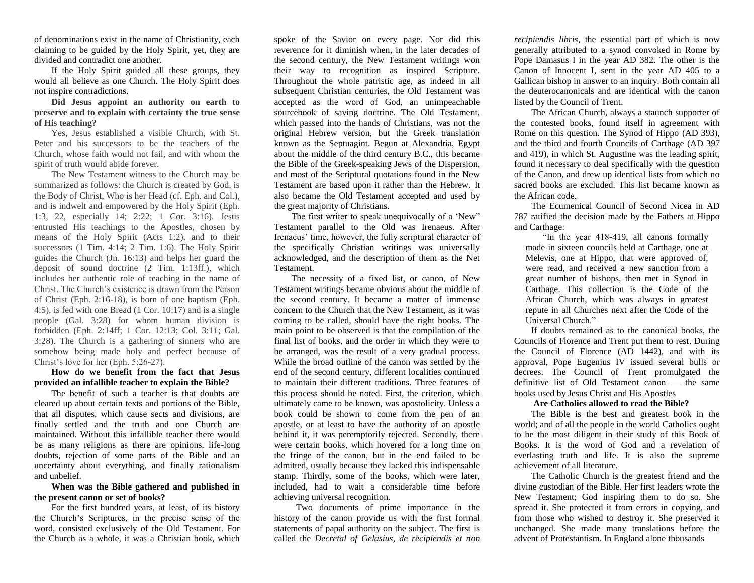of denominations exist in the name of Christianity, each claiming to be guided by the Holy Spirit, yet, they are divided and contradict one another.

If the Holy Spirit guided all these groups, they would all believe as one Church. The Holy Spirit does not inspire contradictions.

**Did Jesus appoint an authority on earth to preserve and to explain with certainty the true sense of His teaching?**

Yes, Jesus established a visible Church, with St. Peter and his successors to be the teachers of the Church, whose faith would not fail, and with whom the spirit of truth would abide forever.

The New Testament witness to the Church may be summarized as follows: the Church is created by God, is the Body of Christ, Who is her Head (cf. Eph. and Col.), and is indwelt and empowered by the Holy Spirit (Eph. 1:3, 22, especially 14; 2:22; 1 Cor. 3:16). Jesus entrusted His teachings to the Apostles, chosen by means of the Holy Spirit (Acts 1:2), and to their successors (1 Tim. 4:14; 2 Tim. 1:6). The Holy Spirit guides the Church (Jn. 16:13) and helps her guard the deposit of sound doctrine (2 Tim. 1:13ff.), which includes her authentic role of teaching in the name of Christ. The Church's existence is drawn from the Person of Christ (Eph. 2:16-18), is born of one baptism (Eph. 4:5), is fed with one Bread (1 Cor. 10:17) and is a single people (Gal. 3:28) for whom human division is forbidden (Eph. 2:14ff; 1 Cor. 12:13; Col. 3:11; Gal. 3:28). The Church is a gathering of sinners who are somehow being made holy and perfect because of Christ's love for her (Eph. 5:26-27).

**How do we benefit from the fact that Jesus provided an infallible teacher to explain the Bible?**

The benefit of such a teacher is that doubts are cleared up about certain texts and portions of the Bible, that all disputes, which cause sects and divisions, are finally settled and the truth and one Church are maintained. Without this infallible teacher there would be as many religions as there are opinions, life-long doubts, rejection of some parts of the Bible and an uncertainty about everything, and finally rationalism and unbelief.

**When was the Bible gathered and published in the present canon or set of books?**

For the first hundred years, at least, of its history the Church's Scriptures, in the precise sense of the word, consisted exclusively of the Old Testament. For the Church as a whole, it was a Christian book, which spoke of the Savior on every page. Nor did this reverence for it diminish when, in the later decades of the second century, the New Testament writings won their way to recognition as inspired Scripture. Throughout the whole patristic age, as indeed in all subsequent Christian centuries, the Old Testament was accepted as the word of God, an unimpeachable sourcebook of saving doctrine. The Old Testament, which passed into the hands of Christians, was not the original Hebrew version, but the Greek translation known as the Septuagint. Begun at Alexandria, Egypt about the middle of the third century B.C., this became the Bible of the Greek-speaking Jews of the Dispersion, and most of the Scriptural quotations found in the New Testament are based upon it rather than the Hebrew. It also became the Old Testament accepted and used by the great majority of Christians.

The first writer to speak unequivocally of a 'New" Testament parallel to the Old was Irenaeus. After Irenaeus' time, however, the fully scriptural character of the specifically Christian writings was universally acknowledged, and the description of them as the Net Testament.

The necessity of a fixed list, or canon, of New Testament writings became obvious about the middle of the second century. It became a matter of immense concern to the Church that the New Testament, as it was coming to be called, should have the right books. The main point to be observed is that the compilation of the final list of books, and the order in which they were to be arranged, was the result of a very gradual process. While the broad outline of the canon was settled by the end of the second century, different localities continued to maintain their different traditions. Three features of this process should be noted. First, the criterion, which ultimately came to be known, was apostolicity. Unless a book could be shown to come from the pen of an apostle, or at least to have the authority of an apostle behind it, it was peremptorily rejected. Secondly, there were certain books, which hovered for a long time on the fringe of the canon, but in the end failed to be admitted, usually because they lacked this indispensable stamp. Thirdly, some of the books, which were later, included, had to wait a considerable time before achieving universal recognition.

Two documents of prime importance in the history of the canon provide us with the first formal statements of papal authority on the subject. The first is called the *Decretal of Gelasius, de recipiendis et non recipiendis libris*, the essential part of which is now generally attributed to a synod convoked in Rome by Pope Damasus I in the year AD 382. The other is the Canon of Innocent I, sent in the year AD 405 to a Gallican bishop in answer to an inquiry. Both contain all the deuterocanonicals and are identical with the canon listed by the Council of Trent.

The African Church, always a staunch supporter of the contested books, found itself in agreement with Rome on this question. The Synod of Hippo (AD 393), and the third and fourth Councils of Carthage (AD 397 and 419), in which St. Augustine was the leading spirit, found it necessary to deal specifically with the question of the Canon, and drew up identical lists from which no sacred books are excluded. This list became known as the African code.

The Ecumenical Council of Second Nicea in AD 787 ratified the decision made by the Fathers at Hippo and Carthage:

> "In the year 418-419, all canons formally made in sixteen councils held at Carthage, one at Melevis, one at Hippo, that were approved of, were read, and received a new sanction from a great number of bishops, then met in Synod in Carthage. This collection is the Code of the African Church, which was always in greatest repute in all Churches next after the Code of the Universal Church."

If doubts remained as to the canonical books, the Councils of Florence and Trent put them to rest. During the Council of Florence (AD 1442), and with its approval, Pope Eugenius IV issued several bulls or decrees. The Council of Trent promulgated the definitive list of Old Testament canon — the same books used by Jesus Christ and His Apostles

**Are Catholics allowed to read the Bible?**

The Bible is the best and greatest book in the world; and of all the people in the world Catholics ought to be the most diligent in their study of this Book of Books. It is the word of God and a revelation of everlasting truth and life. It is also the supreme achievement of all literature.

The Catholic Church is the greatest friend and the divine custodian of the Bible. Her first leaders wrote the New Testament; God inspiring them to do so. She spread it. She protected it from errors in copying, and from those who wished to destroy it. She preserved it unchanged. She made many translations before the advent of Protestantism. In England alone thousands